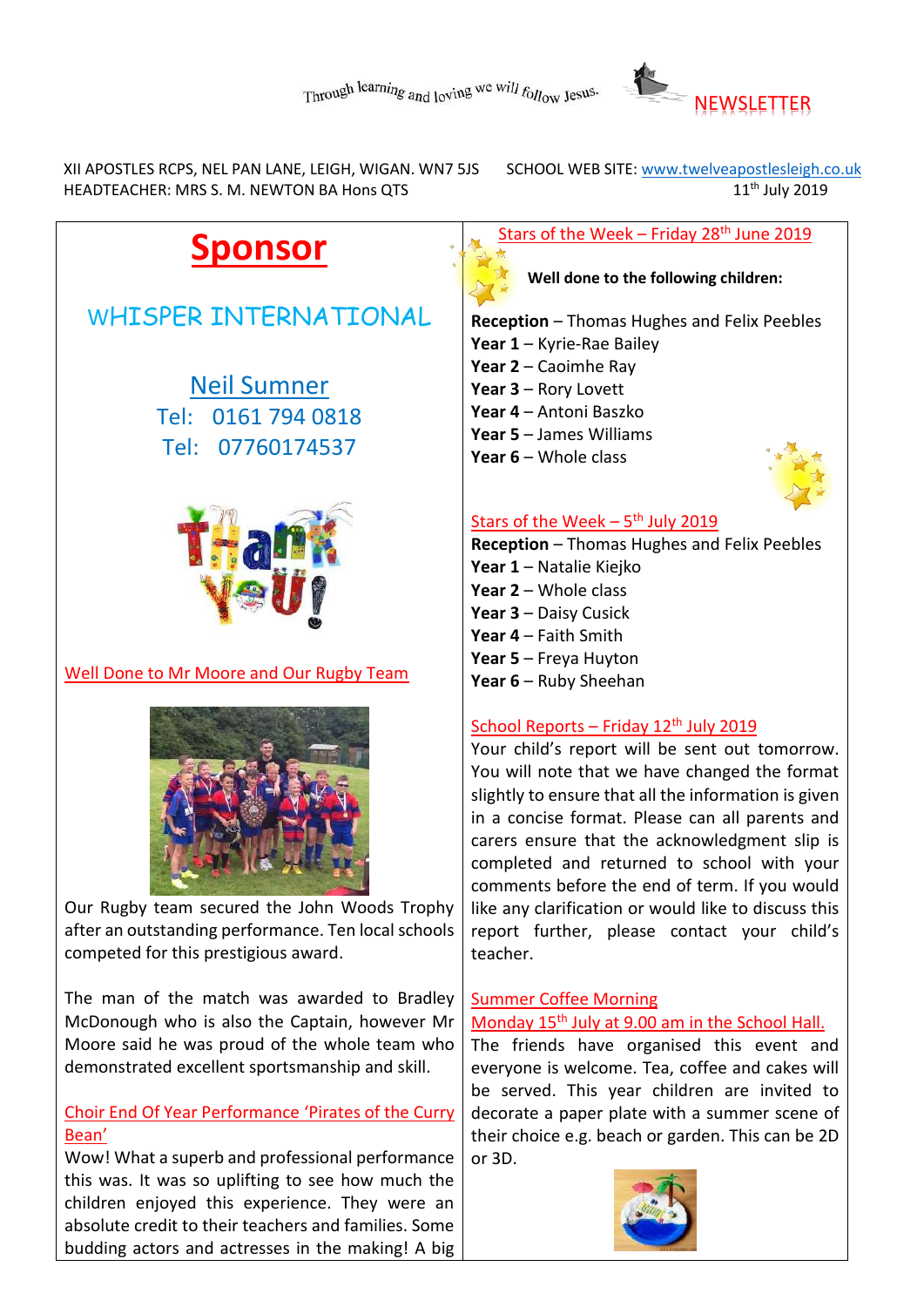Through learning and loving we will follow Jesus.

NEWSLETTER

XII APOSTLES RCPS, NEL PAN LANE, LEIGH, WIGAN. WN7 5JS
HEADTEACHER: MRS S. M. NEWTON BA Hons QTS

SCHOOL WEB SITE: www.twelveapostlesleigh.co.uk
11th July 2019

# Sponsor

## WHISPER INTERNATIONAL

Neil Sumner
Tel: 0161 794 0818
Tel: 07760174537

## Well Done to Mr Moore and Our Rugby Team

Our Rugby team secured the John Woods Trophy after an outstanding performance. Ten local schools competed for this prestigious award.

The man of the match was awarded to Bradley McDonough who is also the Captain, however Mr Moore said he was proud of the whole team who demonstrated excellent sportsmanship and skill.

## Choir End Of Year Performance 'Pirates of the Curry Bean'

Wow! What a superb and professional performance this was. It was so uplifting to see how much the children enjoyed this experience. They were an absolute credit to their teachers and families. Some budding actors and actresses in the making! A big

## Stars of the Week – Friday 28th June 2019

**Well done to the following children:**

**Reception** – Thomas Hughes and Felix Peebles
**Year 1** – Kyrie-Rae Bailey
**Year 2** – Caoimhe Ray
**Year 3** – Rory Lovett
**Year 4** – Antoni Baszko
**Year 5** – James Williams
**Year 6** – Whole class

## Stars of the Week – 5th July 2019

**Reception** – Thomas Hughes and Felix Peebles
**Year 1** – Natalie Kiejko
**Year 2** – Whole class
**Year 3** – Daisy Cusick
**Year 4** – Faith Smith
**Year 5** – Freya Huyton
**Year 6** – Ruby Sheehan

## School Reports – Friday 12th July 2019

Your child's report will be sent out tomorrow. You will note that we have changed the format slightly to ensure that all the information is given in a concise format. Please can all parents and carers ensure that the acknowledgment slip is completed and returned to school with your comments before the end of term. If you would like any clarification or would like to discuss this report further, please contact your child's teacher.

## Summer Coffee Morning
## Monday 15th July at 9.00 am in the School Hall.

The friends have organised this event and everyone is welcome. Tea, coffee and cakes will be served. This year children are invited to decorate a paper plate with a summer scene of their choice e.g. beach or garden. This can be 2D or 3D.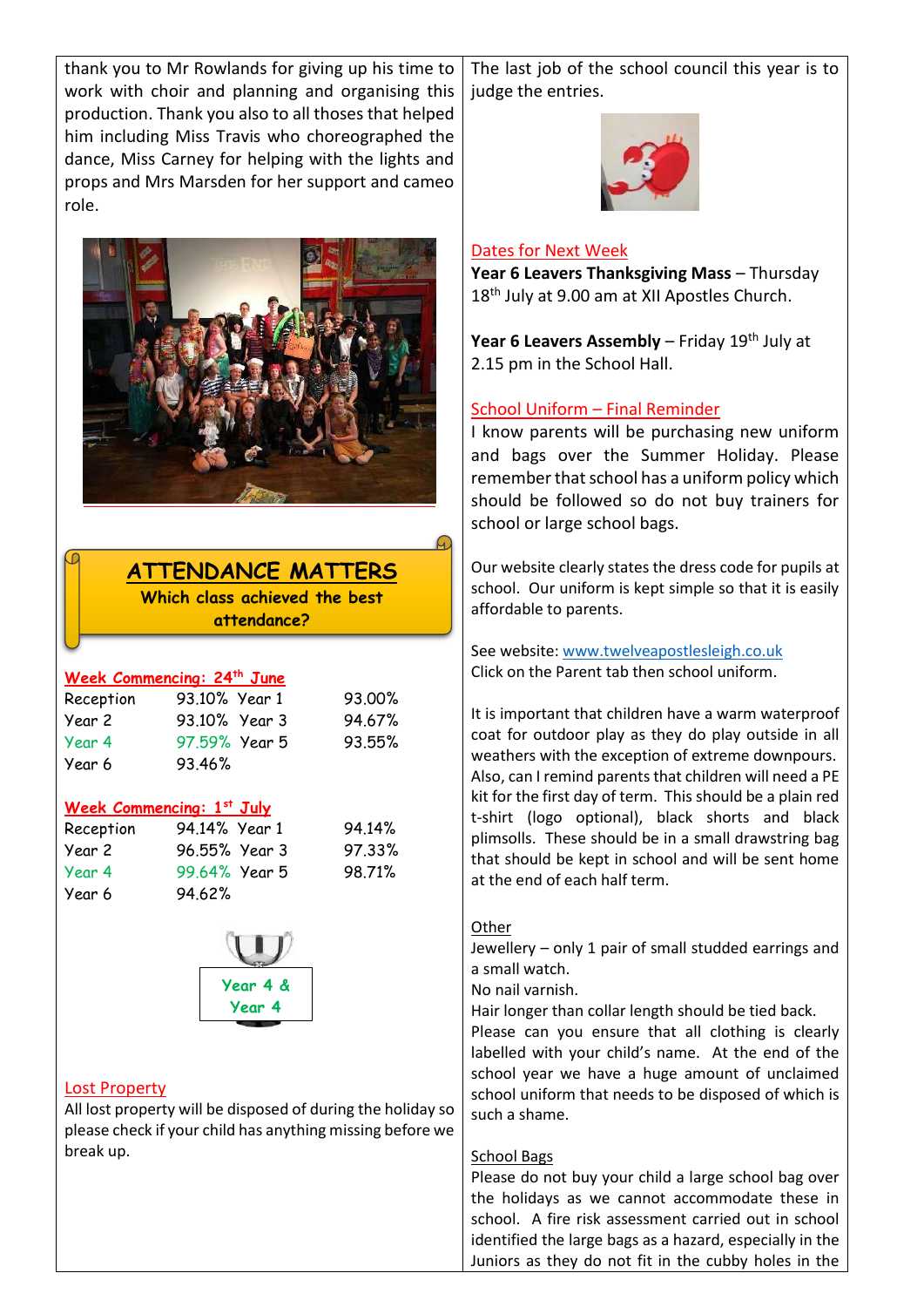thank you to Mr Rowlands for giving up his time to work with choir and planning and organising this production. Thank you also to all thoses that helped him including Miss Travis who choreographed the dance, Miss Carney for helping with the lights and props and Mrs Marsden for her support and cameo role.

## ATTENDANCE MATTERS

**Which class achieved the best attendance?**

**Week Commencing: 24th June**

| | | | |
|---|---|---|---|
| Reception | 93.10% | Year 1 | 93.00% |
| Year 2 | 93.10% | Year 3 | 94.67% |
| Year 4 | 97.59% | Year 5 | 93.55% |
| Year 6 | 93.46% | | |

**Week Commencing: 1st July**

| | | | |
|---|---|---|---|
| Reception | 94.14% | Year 1 | 94.14% |
| Year 2 | 96.55% | Year 3 | 97.33% |
| Year 4 | 99.64% | Year 5 | 98.71% |
| Year 6 | 94.62% | | |

**Year 4 & Year 4**

### Lost Property

All lost property will be disposed of during the holiday so please check if your child has anything missing before we break up.

The last job of the school council this year is to judge the entries.

### Dates for Next Week

**Year 6 Leavers Thanksgiving Mass** – Thursday 18th July at 9.00 am at XII Apostles Church.

**Year 6 Leavers Assembly** – Friday 19th July at 2.15 pm in the School Hall.

### School Uniform – Final Reminder

I know parents will be purchasing new uniform and bags over the Summer Holiday. Please remember that school has a uniform policy which should be followed so do not buy trainers for school or large school bags.

Our website clearly states the dress code for pupils at school. Our uniform is kept simple so that it is easily affordable to parents.

See website: www.twelveapostlesleigh.co.uk
Click on the Parent tab then school uniform.

It is important that children have a warm waterproof coat for outdoor play as they do play outside in all weathers with the exception of extreme downpours. Also, can I remind parents that children will need a PE kit for the first day of term. This should be a plain red t-shirt (logo optional), black shorts and black plimsolls. These should be in a small drawstring bag that should be kept in school and will be sent home at the end of each half term.

Other

Jewellery – only 1 pair of small studded earrings and a small watch.
No nail varnish.
Hair longer than collar length should be tied back.
Please can you ensure that all clothing is clearly labelled with your child's name. At the end of the school year we have a huge amount of unclaimed school uniform that needs to be disposed of which is such a shame.

School Bags

Please do not buy your child a large school bag over the holidays as we cannot accommodate these in school. A fire risk assessment carried out in school identified the large bags as a hazard, especially in the Juniors as they do not fit in the cubby holes in the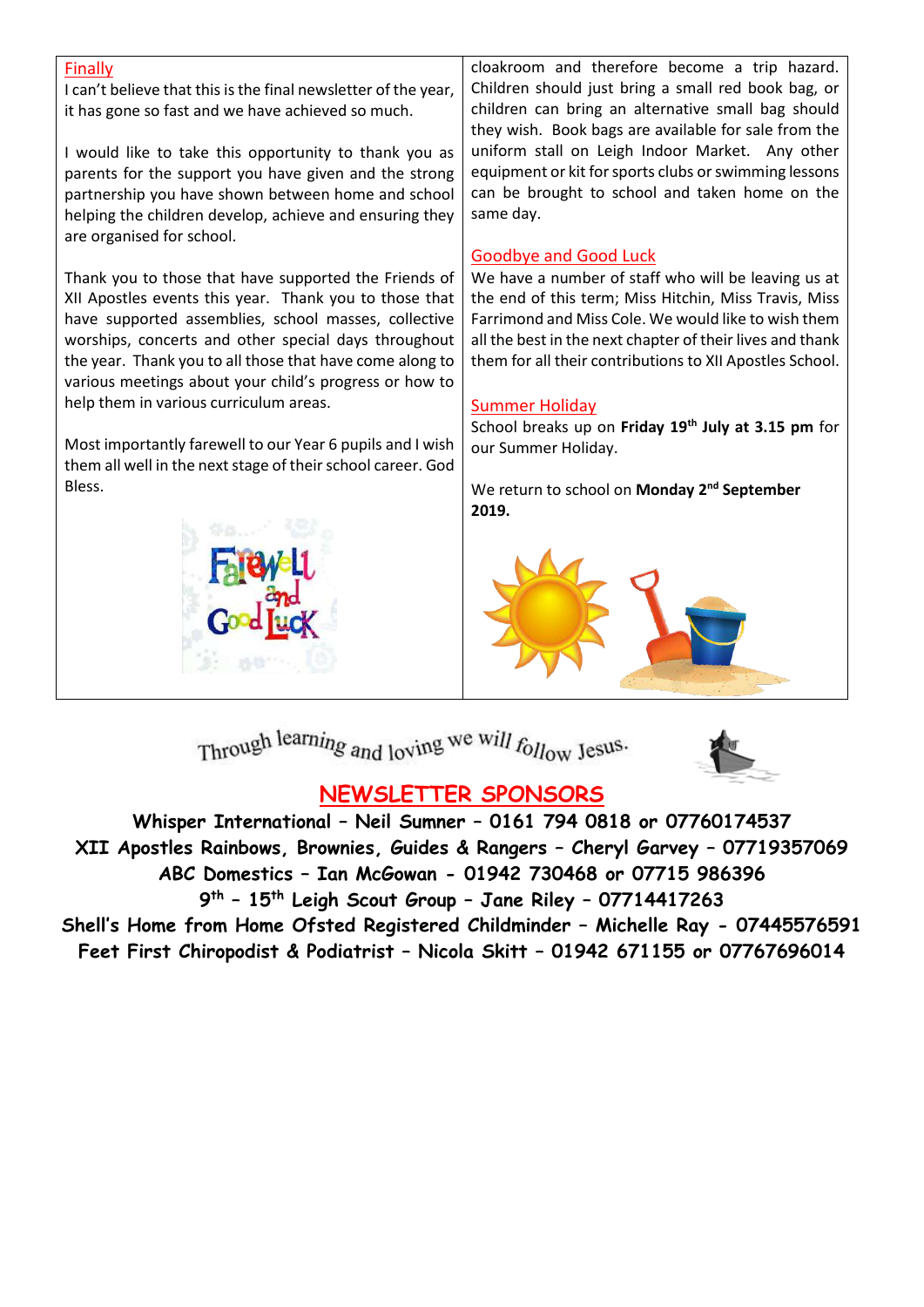## Finally

I can't believe that this is the final newsletter of the year, it has gone so fast and we have achieved so much.

I would like to take this opportunity to thank you as parents for the support you have given and the strong partnership you have shown between home and school helping the children develop, achieve and ensuring they are organised for school.

Thank you to those that have supported the Friends of XII Apostles events this year. Thank you to those that have supported assemblies, school masses, collective worships, concerts and other special days throughout the year. Thank you to all those that have come along to various meetings about your child's progress or how to help them in various curriculum areas.

Most importantly farewell to our Year 6 pupils and I wish them all well in the next stage of their school career. God Bless.

cloakroom and therefore become a trip hazard. Children should just bring a small red book bag, or children can bring an alternative small bag should they wish. Book bags are available for sale from the uniform stall on Leigh Indoor Market. Any other equipment or kit for sports clubs or swimming lessons can be brought to school and taken home on the same day.

## Goodbye and Good Luck

We have a number of staff who will be leaving us at the end of this term; Miss Hitchin, Miss Travis, Miss Farrimond and Miss Cole. We would like to wish them all the best in the next chapter of their lives and thank them for all their contributions to XII Apostles School.

## Summer Holiday

School breaks up on **Friday 19th July at 3.15 pm** for our Summer Holiday.

We return to school on **Monday 2nd September 2019.**

Through learning and loving we will follow Jesus.

## NEWSLETTER SPONSORS

**Whisper International – Neil Sumner – 0161 794 0818 or 07760174537**
**XII Apostles Rainbows, Brownies, Guides & Rangers – Cheryl Garvey – 07719357069**
**ABC Domestics – Ian McGowan - 01942 730468 or 07715 986396**
**9th – 15th Leigh Scout Group – Jane Riley – 07714417263**
**Shell's Home from Home Ofsted Registered Childminder – Michelle Ray - 07445576591**
**Feet First Chiropodist & Podiatrist – Nicola Skitt – 01942 671155 or 07767696014**